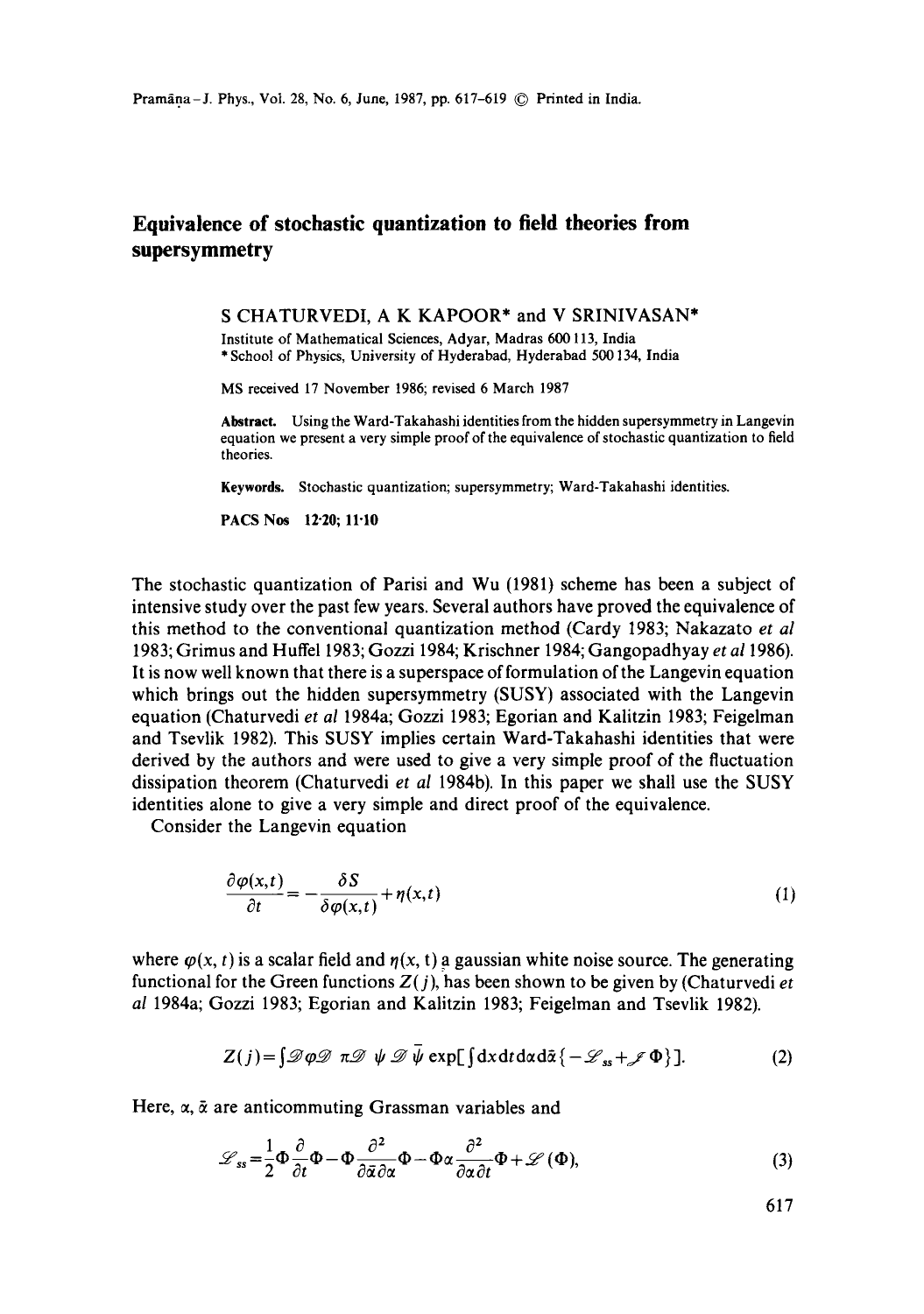# Equivalence of stochastic quantization to field theories from supersymmetry

S CHATURVEDI, A K KAPOOR* and V SRINIVASAN*

Institute of Mathematical Sciences, Adyar, Madras 600 113, India
* School of Physics, University of Hyderabad, Hyderabad 500 134, India

MS received 17 November 1986; revised 6 March 1987

**Abstract.** Using the Ward-Takahashi identities from the hidden supersymmetry in Langevin equation we present a very simple proof of the equivalence of stochastic quantization to field theories.

**Keywords.** Stochastic quantization; supersymmetry; Ward-Takahashi identities.

**PACS Nos** 12·20; 11·10

The stochastic quantization of Parisi and Wu (1981) scheme has been a subject of intensive study over the past few years. Several authors have proved the equivalence of this method to the conventional quantization method (Cardy 1983; Nakazato *et al* 1983; Grimus and Huffel 1983; Gozzi 1984; Krischner 1984; Gangopadhyay *et al* 1986). It is now well known that there is a superspace of formulation of the Langevin equation which brings out the hidden supersymmetry (SUSY) associated with the Langevin equation (Chaturvedi *et al* 1984a; Gozzi 1983; Egorian and Kalitzin 1983; Feigelman and Tsevlik 1982). This SUSY implies certain Ward-Takahashi identities that were derived by the authors and were used to give a very simple proof of the fluctuation dissipation theorem (Chaturvedi *et al* 1984b). In this paper we shall use the SUSY identities alone to give a very simple and direct proof of the equivalence.

Consider the Langevin equation

$$\frac{\partial \varphi(x,t)}{\partial t} = -\frac{\delta S}{\delta \varphi(x,t)} + \eta(x,t) \tag{1}$$

where $\varphi(x,t)$ is a scalar field and $\eta(x,t)$ a gaussian white noise source. The generating functional for the Green functions $Z(j)$, has been shown to be given by (Chaturvedi *et al* 1984a; Gozzi 1983; Egorian and Kalitzin 1983; Feigelman and Tsevlik 1982).

$$Z(j) = \int \mathscr{D}\varphi \mathscr{D}\pi \mathscr{D}\psi \mathscr{D}\bar{\psi} \exp[\int \mathrm{d}x\mathrm{d}t\mathrm{d}\alpha\mathrm{d}\bar{\alpha}\{-\mathscr{L}_{ss} + \mathscr{J}\Phi\}]. \tag{2}$$

Here, $\alpha$, $\bar{\alpha}$ are anticommuting Grassman variables and

$$\mathscr{L}_{ss} = \frac{1}{2}\Phi\frac{\partial}{\partial t}\Phi - \Phi\frac{\partial^2}{\partial\bar{\alpha}\partial\alpha}\Phi - \Phi\alpha\frac{\partial^2}{\partial\alpha\partial t}\Phi + \mathscr{L}(\Phi), \tag{3}$$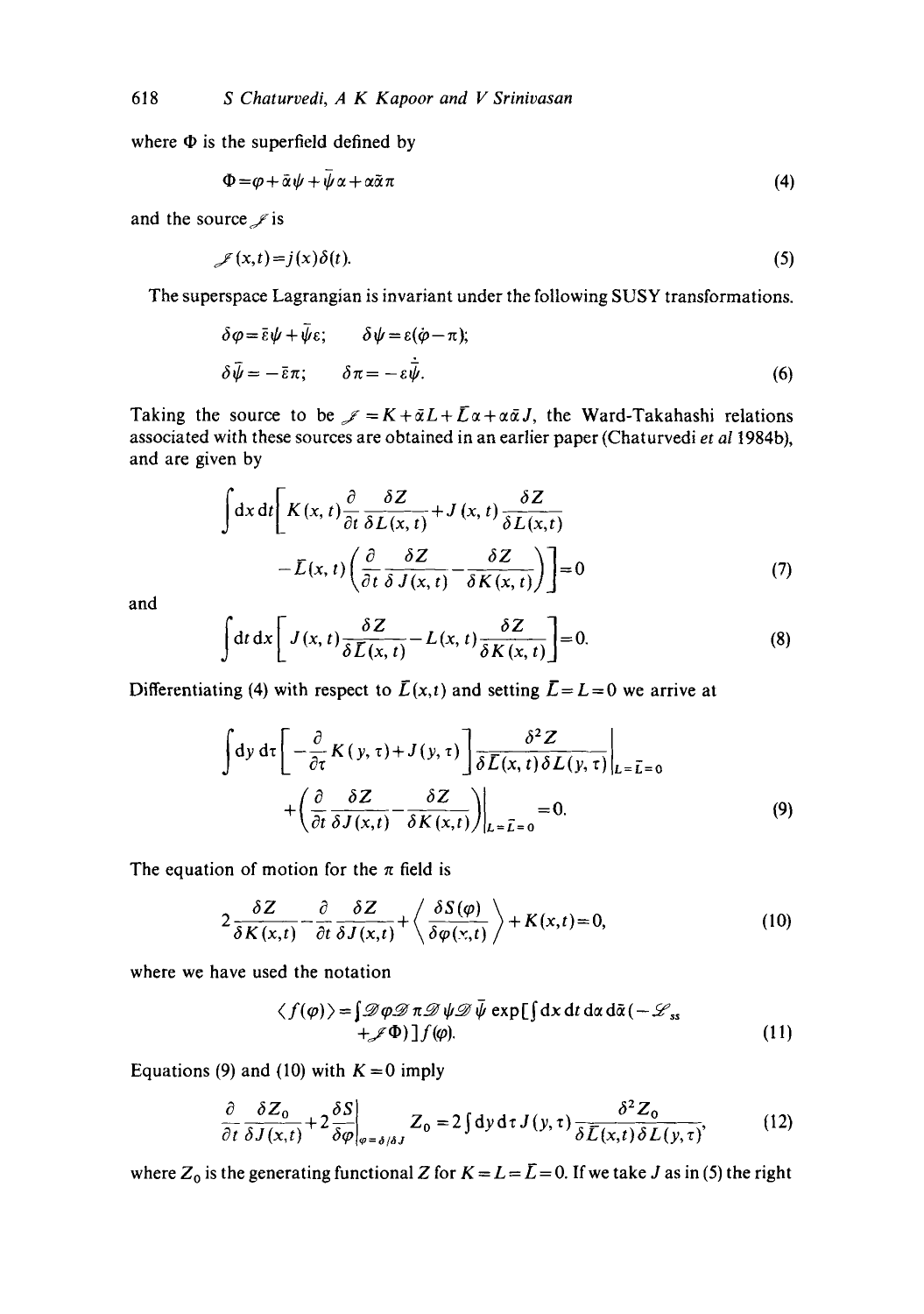where $\Phi$ is the superfield defined by

$$\Phi = \varphi + \bar{\alpha}\psi + \bar{\psi}\alpha + \alpha\bar{\alpha}\pi \tag{4}$$

and the source $\mathscr{J}$ is

$$\mathscr{J}(x,t) = j(x)\delta(t). \tag{5}$$

The superspace Lagrangian is invariant under the following SUSY transformations.

$$\begin{aligned} \delta\varphi &= \bar{\varepsilon}\psi + \bar{\psi}\varepsilon; \qquad \delta\psi = \varepsilon(\dot{\varphi} - \pi); \\ \delta\bar{\psi} &= -\bar{\varepsilon}\pi; \qquad \delta\pi = -\varepsilon\dot{\bar{\psi}}. \end{aligned} \tag{6}$$

Taking the source to be $\mathscr{J} = K + \bar{\alpha}L + \bar{L}\alpha + \alpha\bar{\alpha}J$, the Ward-Takahashi relations associated with these sources are obtained in an earlier paper (Chaturvedi *et al* 1984b), and are given by

$$\int \mathrm{d}x\,\mathrm{d}t \left[ K(x,t)\frac{\partial}{\partial t}\frac{\delta Z}{\delta L(x,t)} + J(x,t)\frac{\delta Z}{\delta L(x,t)} - \bar{L}(x,t)\left(\frac{\partial}{\partial t}\frac{\delta Z}{\delta J(x,t)} - \frac{\delta Z}{\delta K(x,t)}\right)\right] = 0 \tag{7}$$

and

$$\int \mathrm{d}t\,\mathrm{d}x \left[ J(x,t)\frac{\delta Z}{\delta \bar{L}(x,t)} - L(x,t)\frac{\delta Z}{\delta K(x,t)}\right] = 0. \tag{8}$$

Differentiating (4) with respect to $\bar{L}(x,t)$ and setting $\bar{L} = L = 0$ we arrive at

$$\int \mathrm{d}y\,\mathrm{d}\tau \left[ -\frac{\partial}{\partial \tau}K(y,\tau) + J(y,\tau)\right] \frac{\delta^2 Z}{\delta \bar{L}(x,t)\delta L(y,\tau)}\bigg|_{L=\bar{L}=0} + \left(\frac{\partial}{\partial t}\frac{\delta Z}{\delta J(x,t)} - \frac{\delta Z}{\delta K(x,t)}\right)\bigg|_{L=\bar{L}=0} = 0. \tag{9}$$

The equation of motion for the $\pi$ field is

$$2\frac{\delta Z}{\delta K(x,t)} - \frac{\partial}{\partial t}\frac{\delta Z}{\delta J(x,t)} + \left\langle \frac{\delta S(\varphi)}{\delta \varphi(x,t)} \right\rangle + K(x,t) = 0, \tag{10}$$

where we have used the notation

$$\langle f(\varphi) \rangle = \int \mathscr{D}\varphi\mathscr{D}\pi\mathscr{D}\psi\mathscr{D}\bar{\psi}\, \exp\left[\int \mathrm{d}x\,\mathrm{d}t\,\mathrm{d}\alpha\,\mathrm{d}\bar{\alpha}(-\mathscr{L}_{ss} + \mathscr{J}\Phi)\right] f(\varphi). \tag{11}$$

Equations (9) and (10) with $K = 0$ imply

$$\frac{\partial}{\partial t}\frac{\delta Z_0}{\delta J(x,t)} + 2\frac{\delta S}{\delta \varphi}\bigg|_{\varphi = \delta/\delta J} Z_0 = 2\int \mathrm{d}y\,\mathrm{d}\tau\, J(y,\tau)\frac{\delta^2 Z_0}{\delta \bar{L}(x,t)\delta L(y,\tau)}, \tag{12}$$

where $Z_0$ is the generating functional $Z$ for $K = L = \bar{L} = 0$. If we take $J$ as in (5) the right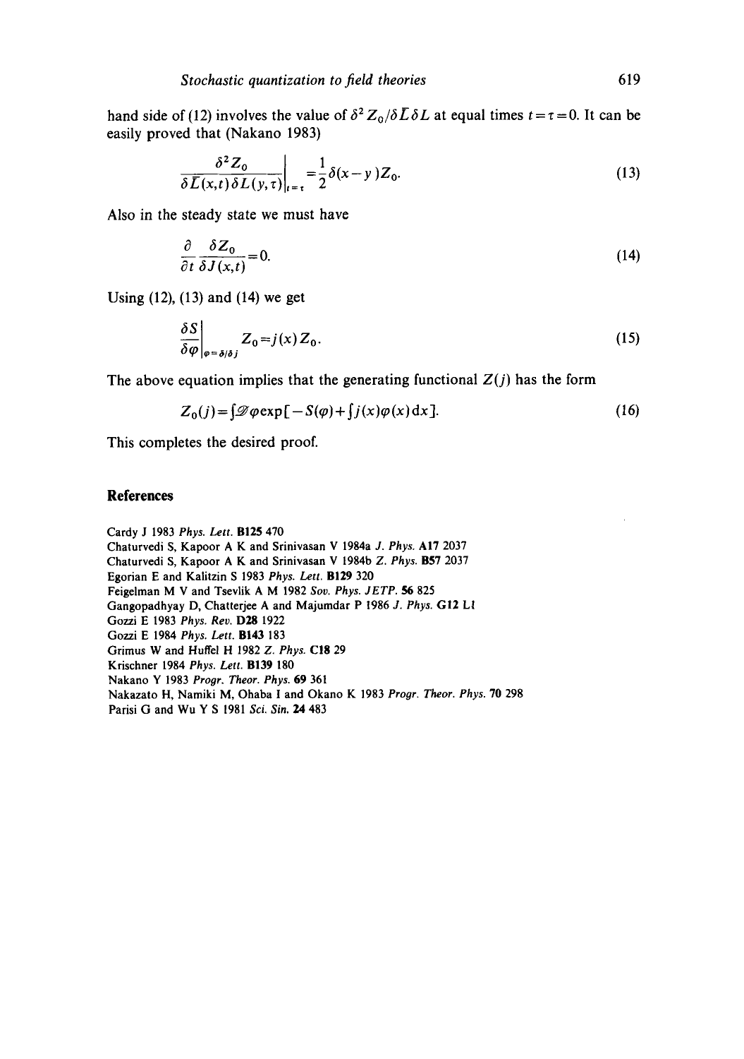hand side of (12) involves the value of $\delta^2 Z_0/\delta \bar{L}\,\delta L$ at equal times $t=\tau=0$. It can be easily proved that (Nakano 1983)

$$\left.\frac{\delta^2 Z_0}{\delta \bar{L}(x,t)\,\delta L(y,\tau)}\right|_{t=\tau} = \frac{1}{2}\delta(x-y)Z_0. \tag{13}$$

Also in the steady state we must have

$$\frac{\partial}{\partial t}\frac{\delta Z_0}{\delta J(x,t)} = 0. \tag{14}$$

Using (12), (13) and (14) we get

$$\left.\frac{\delta S}{\delta \varphi}\right|_{\varphi=\delta/\delta j} Z_0 = j(x)\,Z_0. \tag{15}$$

The above equation implies that the generating functional $Z(j)$ has the form

$$Z_0(j) = \int \mathscr{D}\varphi \exp[-S(\varphi) + \int j(x)\varphi(x)\,\mathrm{d}x]. \tag{16}$$

This completes the desired proof.

## References

Cardy J 1983 *Phys. Lett.* **B125** 470

Chaturvedi S, Kapoor A K and Srinivasan V 1984a *J. Phys.* **A17** 2037

Chaturvedi S, Kapoor A K and Srinivasan V 1984b *Z. Phys.* **B57** 2037

Egorian E and Kalitzin S 1983 *Phys. Lett.* **B129** 320

Feigelman M V and Tsevlik A M 1982 *Sov. Phys. JETP.* **56** 825

Gangopadhyay D, Chatterjee A and Majumdar P 1986 *J. Phys.* **G12** L1

Gozzi E 1983 *Phys. Rev.* **D28** 1922

Gozzi E 1984 *Phys. Lett.* **B143** 183

Grimus W and Huffel H 1982 *Z. Phys.* **C18** 29

Krischner 1984 *Phys. Lett.* **B139** 180

Nakano Y 1983 *Progr. Theor. Phys.* **69** 361

Nakazato H, Namiki M, Ohaba I and Okano K 1983 *Progr. Theor. Phys.* **70** 298

Parisi G and Wu Y S 1981 *Sci. Sin.* **24** 483